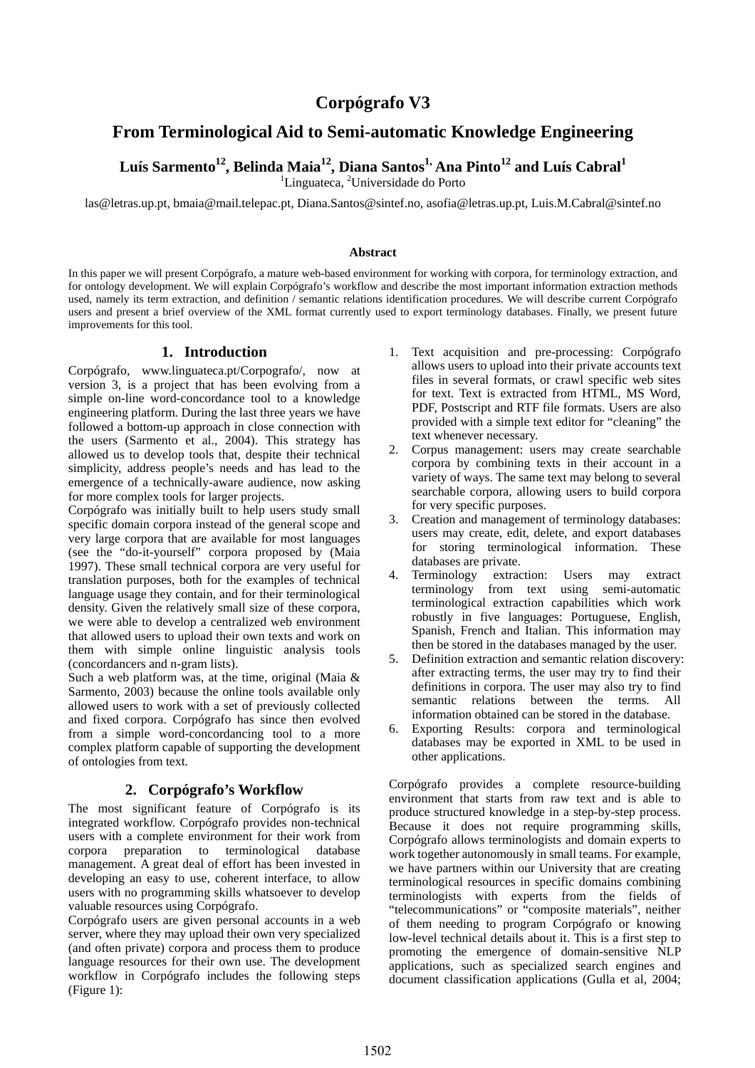# Corpógrafo V3

## From Terminological Aid to Semi-automatic Knowledge Engineering

**Luís Sarmento[12], Belinda Maia[12], Diana Santos[1], Ana Pinto[12] and Luís Cabral[1]**

[1]Linguateca, [2]Universidade do Porto

las@letras.up.pt, bmaia@mail.telepac.pt, Diana.Santos@sintef.no, asofia@letras.up.pt, Luis.M.Cabral@sintef.no

### Abstract

In this paper we will present Corpógrafo, a mature web-based environment for working with corpora, for terminology extraction, and for ontology development. We will explain Corpógrafo's workflow and describe the most important information extraction methods used, namely its term extraction, and definition / semantic relations identification procedures. We will describe current Corpógrafo users and present a brief overview of the XML format currently used to export terminology databases. Finally, we present future improvements for this tool.

## 1. Introduction

Corpógrafo, www.linguateca.pt/Corpografo/, now at version 3, is a project that has been evolving from a simple on-line word-concordance tool to a knowledge engineering platform. During the last three years we have followed a bottom-up approach in close connection with the users (Sarmento et al., 2004). This strategy has allowed us to develop tools that, despite their technical simplicity, address people's needs and has lead to the emergence of a technically-aware audience, now asking for more complex tools for larger projects.

Corpógrafo was initially built to help users study small specific domain corpora instead of the general scope and very large corpora that are available for most languages (see the "do-it-yourself" corpora proposed by (Maia 1997). These small technical corpora are very useful for translation purposes, both for the examples of technical language usage they contain, and for their terminological density. Given the relatively small size of these corpora, we were able to develop a centralized web environment that allowed users to upload their own texts and work on them with simple online linguistic analysis tools (concordancers and n-gram lists).

Such a web platform was, at the time, original (Maia & Sarmento, 2003) because the online tools available only allowed users to work with a set of previously collected and fixed corpora. Corpógrafo has since then evolved from a simple word-concordancing tool to a more complex platform capable of supporting the development of ontologies from text.

## 2. Corpógrafo's Workflow

The most significant feature of Corpógrafo is its integrated workflow. Corpógrafo provides non-technical users with a complete environment for their work from corpora preparation to terminological database management. A great deal of effort has been invested in developing an easy to use, coherent interface, to allow users with no programming skills whatsoever to develop valuable resources using Corpógrafo.

Corpógrafo users are given personal accounts in a web server, where they may upload their own very specialized (and often private) corpora and process them to produce language resources for their own use. The development workflow in Corpógrafo includes the following steps (Figure 1):

1. Text acquisition and pre-processing: Corpógrafo allows users to upload into their private accounts text files in several formats, or crawl specific web sites for text. Text is extracted from HTML, MS Word, PDF, Postscript and RTF file formats. Users are also provided with a simple text editor for "cleaning" the text whenever necessary.
2. Corpus management: users may create searchable corpora by combining texts in their account in a variety of ways. The same text may belong to several searchable corpora, allowing users to build corpora for very specific purposes.
3. Creation and management of terminology databases: users may create, edit, delete, and export databases for storing terminological information. These databases are private.
4. Terminology extraction: Users may extract terminology from text using semi-automatic terminological extraction capabilities which work robustly in five languages: Portuguese, English, Spanish, French and Italian. This information may then be stored in the databases managed by the user.
5. Definition extraction and semantic relation discovery: after extracting terms, the user may try to find their definitions in corpora. The user may also try to find semantic relations between the terms. All information obtained can be stored in the database.
6. Exporting Results: corpora and terminological databases may be exported in XML to be used in other applications.

Corpógrafo provides a complete resource-building environment that starts from raw text and is able to produce structured knowledge in a step-by-step process. Because it does not require programming skills, Corpógrafo allows terminologists and domain experts to work together autonomously in small teams. For example, we have partners within our University that are creating terminological resources in specific domains combining terminologists with experts from the fields of "telecommunications" or "composite materials", neither of them needing to program Corpógrafo or knowing low-level technical details about it. This is a first step to promoting the emergence of domain-sensitive NLP applications, such as specialized search engines and document classification applications (Gulla et al, 2004;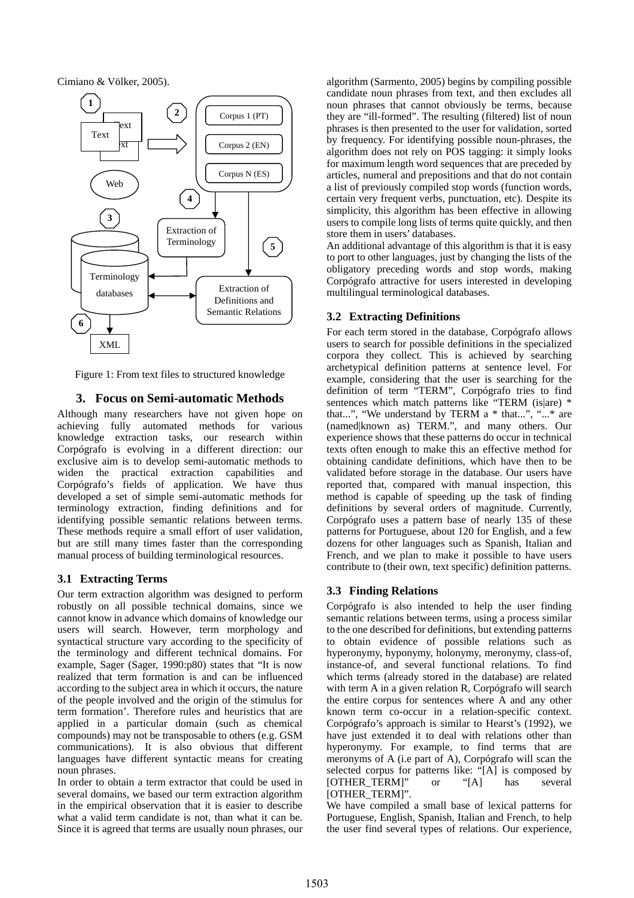Cimiano & Völker, 2005).

Figure 1: From text files to structured knowledge

## 3. Focus on Semi-automatic Methods

Although many researchers have not given hope on achieving fully automated methods for various knowledge extraction tasks, our research within Corpógrafo is evolving in a different direction: our exclusive aim is to develop semi-automatic methods to widen the practical extraction capabilities and Corpógrafo's fields of application. We have thus developed a set of simple semi-automatic methods for terminology extraction, finding definitions and for identifying possible semantic relations between terms. These methods require a small effort of user validation, but are still many times faster than the corresponding manual process of building terminological resources.

### 3.1 Extracting Terms

Our term extraction algorithm was designed to perform robustly on all possible technical domains, since we cannot know in advance which domains of knowledge our users will search. However, term morphology and syntactical structure vary according to the specificity of the terminology and different technical domains. For example, Sager (Sager, 1990:p80) states that "It is now realized that term formation is and can be influenced according to the subject area in which it occurs, the nature of the people involved and the origin of the stimulus for term formation'. Therefore rules and heuristics that are applied in a particular domain (such as chemical compounds) may not be transposable to others (e.g. GSM communications). It is also obvious that different languages have different syntactic means for creating noun phrases.

In order to obtain a term extractor that could be used in several domains, we based our term extraction algorithm in the empirical observation that it is easier to describe what a valid term candidate is not, than what it can be. Since it is agreed that terms are usually noun phrases, our algorithm (Sarmento, 2005) begins by compiling possible candidate noun phrases from text, and then excludes all noun phrases that cannot obviously be terms, because they are "ill-formed". The resulting (filtered) list of noun phrases is then presented to the user for validation, sorted by frequency. For identifying possible noun-phrases, the algorithm does not rely on POS tagging: it simply looks for maximum length word sequences that are preceded by articles, numeral and prepositions and that do not contain a list of previously compiled stop words (function words, certain very frequent verbs, punctuation, etc). Despite its simplicity, this algorithm has been effective in allowing users to compile long lists of terms quite quickly, and then store them in users' databases.

An additional advantage of this algorithm is that it is easy to port to other languages, just by changing the lists of the obligatory preceding words and stop words, making Corpógrafo attractive for users interested in developing multilingual terminological databases.

### 3.2 Extracting Definitions

For each term stored in the database, Corpógrafo allows users to search for possible definitions in the specialized corpora they collect. This is achieved by searching archetypical definition patterns at sentence level. For example, considering that the user is searching for the definition of term "TERM", Corpógrafo tries to find sentences which match patterns like "TERM (is|are) * that...", "We understand by TERM a * that...", "...* are (named|known as) TERM.", and many others. Our experience shows that these patterns do occur in technical texts often enough to make this an effective method for obtaining candidate definitions, which have then to be validated before storage in the database. Our users have reported that, compared with manual inspection, this method is capable of speeding up the task of finding definitions by several orders of magnitude. Currently, Corpógrafo uses a pattern base of nearly 135 of these patterns for Portuguese, about 120 for English, and a few dozens for other languages such as Spanish, Italian and French, and we plan to make it possible to have users contribute to (their own, text specific) definition patterns.

### 3.3 Finding Relations

Corpógrafo is also intended to help the user finding semantic relations between terms, using a process similar to the one described for definitions, but extending patterns to obtain evidence of possible relations such as hyperonymy, hyponymy, holonymy, meronymy, class-of, instance-of, and several functional relations. To find which terms (already stored in the database) are related with term A in a given relation R, Corpógrafo will search the entire corpus for sentences where A and any other known term co-occur in a relation-specific context. Corpógrafo's approach is similar to Hearst's (1992), we have just extended it to deal with relations other than hyperonymy. For example, to find terms that are meronyms of A (i.e part of A), Corpógrafo will scan the selected corpus for patterns like: "[A] is composed by [OTHER_TERM]" or "[A] has several [OTHER_TERM]".

We have compiled a small base of lexical patterns for Portuguese, English, Spanish, Italian and French, to help the user find several types of relations. Our experience,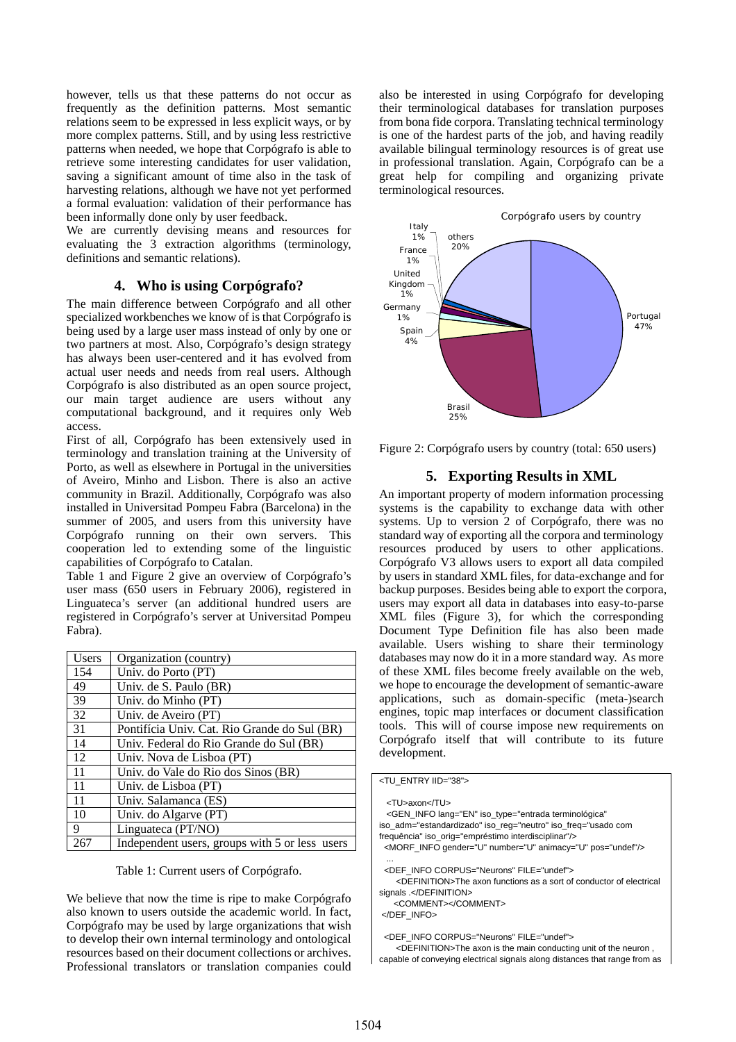however, tells us that these patterns do not occur as frequently as the definition patterns. Most semantic relations seem to be expressed in less explicit ways, or by more complex patterns. Still, and by using less restrictive patterns when needed, we hope that Corpógrafo is able to retrieve some interesting candidates for user validation, saving a significant amount of time also in the task of harvesting relations, although we have not yet performed a formal evaluation: validation of their performance has been informally done only by user feedback.
We are currently devising means and resources for evaluating the 3 extraction algorithms (terminology, definitions and semantic relations).

## 4. Who is using Corpógrafo?

The main difference between Corpógrafo and all other specialized workbenches we know of is that Corpógrafo is being used by a large user mass instead of only by one or two partners at most. Also, Corpógrafo's design strategy has always been user-centered and it has evolved from actual user needs and needs from real users. Although Corpógrafo is also distributed as an open source project, our main target audience are users without any computational background, and it requires only Web access.
First of all, Corpógrafo has been extensively used in terminology and translation training at the University of Porto, as well as elsewhere in Portugal in the universities of Aveiro, Minho and Lisbon. There is also an active community in Brazil. Additionally, Corpógrafo was also installed in Universitat Pompeu Fabra (Barcelona) in the summer of 2005, and users from this university have Corpógrafo running on their own servers. This cooperation led to extending some of the linguistic capabilities of Corpógrafo to Catalan.
Table 1 and Figure 2 give an overview of Corpógrafo's user mass (650 users in February 2006), registered in Linguateca's server (an additional hundred users are registered in Corpógrafo's server at Universitat Pompeu Fabra).

| Users | Organization (country) |
|---|---|
| 154 | Univ. do Porto (PT) |
| 49 | Univ. de S. Paulo (BR) |
| 39 | Univ. do Minho (PT) |
| 32 | Univ. de Aveiro (PT) |
| 31 | Pontifícia Univ. Cat. Rio Grande do Sul (BR) |
| 14 | Univ. Federal do Rio Grande do Sul (BR) |
| 12 | Univ. Nova de Lisboa (PT) |
| 11 | Univ. do Vale do Rio dos Sinos (BR) |
| 11 | Univ. de Lisboa (PT) |
| 11 | Univ. Salamanca (ES) |
| 10 | Univ. do Algarve (PT) |
| 9 | Linguateca (PT/NO) |
| 267 | Independent users, groups with 5 or less users |

Table 1: Current users of Corpógrafo.

We believe that now the time is ripe to make Corpógrafo also known to users outside the academic world. In fact, Corpógrafo may be used by large organizations that wish to develop their own internal terminology and ontological resources based on their document collections or archives. Professional translators or translation companies could also be interested in using Corpógrafo for developing their terminological databases for translation purposes from bona fide corpora. Translating technical terminology is one of the hardest parts of the job, and having readily available bilingual terminology resources is of great use in professional translation. Again, Corpógrafo can be a great help for compiling and organizing private terminological resources.

Corpógrafo users by country

| Country | Share |
|---|---|
| Portugal | 47% |
| Brasil | 25% |
| Spain | 4% |
| Germany | 1% |
| United Kingdom | 1% |
| France | 1% |
| Italy | 1% |
| others | 20% |

Figure 2: Corpógrafo users by country (total: 650 users)

## 5. Exporting Results in XML

An important property of modern information processing systems is the capability to exchange data with other systems. Up to version 2 of Corpógrafo, there was no standard way of exporting all the corpora and terminology resources produced by users to other applications. Corpógrafo V3 allows users to export all data compiled by users in standard XML files, for data-exchange and for backup purposes. Besides being able to export the corpora, users may export all data in databases into easy-to-parse XML files (Figure 3), for which the corresponding Document Type Definition file has also been made available. Users wishing to share their terminology databases may now do it in a more standard way. As more of these XML files become freely available on the web, we hope to encourage the development of semantic-aware applications, such as domain-specific (meta-)search engines, topic map interfaces or document classification tools. This will of course impose new requirements on Corpógrafo itself that will contribute to its future development.

```
<TU_ENTRY IID="38">

  <TU>axon</TU>
  <GEN_INFO lang="EN" iso_type="entrada terminológica"
iso_adm="estandardizado" iso_reg="neutro" iso_freq="usado com
frequência" iso_orig="empréstimo interdisciplinar"/>
  <MORF_INFO gender="U" number="U" animacy="U" pos="undef"/>
  ...
  <DEF_INFO CORPUS="Neurons" FILE="undef">
     <DEFINITION>The axon functions as a sort of conductor of electrical
signals .</DEFINITION>
     <COMMENT></COMMENT>
  </DEF_INFO>

  <DEF_INFO CORPUS="Neurons" FILE="undef">
     <DEFINITION>The axon is the main conducting unit of the neuron ,
capable of conveying electrical signals along distances that range from as
```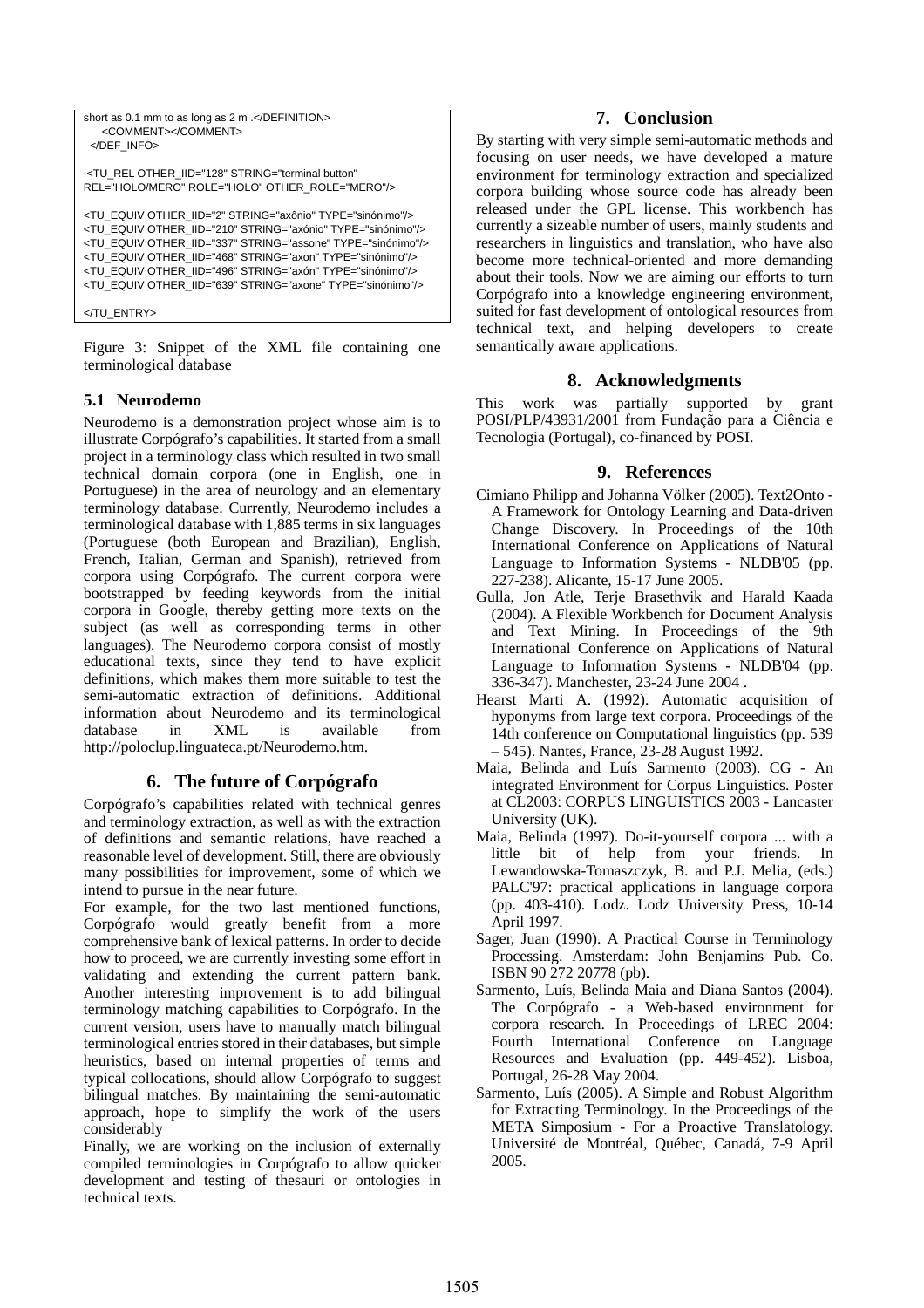```
short as 0.1 mm to as long as 2 m .</DEFINITION>
    <COMMENT></COMMENT>
  </DEF_INFO>

 <TU_REL OTHER_IID="128" STRING="terminal button"
REL="HOLO/MERO" ROLE="HOLO" OTHER_ROLE="MERO"/>

<TU_EQUIV OTHER_IID="2" STRING="axônio" TYPE="sinónimo"/>
<TU_EQUIV OTHER_IID="210" STRING="axónio" TYPE="sinónimo"/>
<TU_EQUIV OTHER_IID="337" STRING="assone" TYPE="sinónimo"/>
<TU_EQUIV OTHER_IID="468" STRING="axon" TYPE="sinónimo"/>
<TU_EQUIV OTHER_IID="496" STRING="axón" TYPE="sinónimo"/>
<TU_EQUIV OTHER_IID="639" STRING="axone" TYPE="sinónimo"/>

</TU_ENTRY>
```

Figure 3: Snippet of the XML file containing one terminological database

### 5.1 Neurodemo

Neurodemo is a demonstration project whose aim is to illustrate Corpógrafo's capabilities. It started from a small project in a terminology class which resulted in two small technical domain corpora (one in English, one in Portuguese) in the area of neurology and an elementary terminology database. Currently, Neurodemo includes a terminological database with 1,885 terms in six languages (Portuguese (both European and Brazilian), English, French, Italian, German and Spanish), retrieved from corpora using Corpógrafo. The current corpora were bootstrapped by feeding keywords from the initial corpora in Google, thereby getting more texts on the subject (as well as corresponding terms in other languages). The Neurodemo corpora consist of mostly educational texts, since they tend to have explicit definitions, which makes them more suitable to test the semi-automatic extraction of definitions. Additional information about Neurodemo and its terminological database in XML is available from http://poloclup.linguateca.pt/Neurodemo.htm.

## 6. The future of Corpógrafo

Corpógrafo's capabilities related with technical genres and terminology extraction, as well as with the extraction of definitions and semantic relations, have reached a reasonable level of development. Still, there are obviously many possibilities for improvement, some of which we intend to pursue in the near future.

For example, for the two last mentioned functions, Corpógrafo would greatly benefit from a more comprehensive bank of lexical patterns. In order to decide how to proceed, we are currently investing some effort in validating and extending the current pattern bank. Another interesting improvement is to add bilingual terminology matching capabilities to Corpógrafo. In the current version, users have to manually match bilingual terminological entries stored in their databases, but simple heuristics, based on internal properties of terms and typical collocations, should allow Corpógrafo to suggest bilingual matches. By maintaining the semi-automatic approach, hope to simplify the work of the users considerably

Finally, we are working on the inclusion of externally compiled terminologies in Corpógrafo to allow quicker development and testing of thesauri or ontologies in technical texts.

## 7. Conclusion

By starting with very simple semi-automatic methods and focusing on user needs, we have developed a mature environment for terminology extraction and specialized corpora building whose source code has already been released under the GPL license. This workbench has currently a sizeable number of users, mainly students and researchers in linguistics and translation, who have also become more technical-oriented and more demanding about their tools. Now we are aiming our efforts to turn Corpógrafo into a knowledge engineering environment, suited for fast development of ontological resources from technical text, and helping developers to create semantically aware applications.

## 8. Acknowledgments

This work was partially supported by grant POSI/PLP/43931/2001 from Fundação para a Ciência e Tecnologia (Portugal), co-financed by POSI.

## 9. References

Cimiano Philipp and Johanna Völker (2005). Text2Onto - A Framework for Ontology Learning and Data-driven Change Discovery. In Proceedings of the 10th International Conference on Applications of Natural Language to Information Systems - NLDB'05 (pp. 227-238). Alicante, 15-17 June 2005.

Gulla, Jon Atle, Terje Brasethvik and Harald Kaada (2004). A Flexible Workbench for Document Analysis and Text Mining. In Proceedings of the 9th International Conference on Applications of Natural Language to Information Systems - NLDB'04 (pp. 336-347). Manchester, 23-24 June 2004 .

Hearst Marti A. (1992). Automatic acquisition of hyponyms from large text corpora. Proceedings of the 14th conference on Computational linguistics (pp. 539 – 545). Nantes, France, 23-28 August 1992.

Maia, Belinda and Luís Sarmento (2003). CG - An integrated Environment for Corpus Linguistics. Poster at CL2003: CORPUS LINGUISTICS 2003 - Lancaster University (UK).

Maia, Belinda (1997). Do-it-yourself corpora ... with a little bit of help from your friends. In Lewandowska-Tomaszczyk, B. and P.J. Melia, (eds.) PALC'97: practical applications in language corpora (pp. 403-410). Lodz. Lodz University Press, 10-14 April 1997.

Sager, Juan (1990). A Practical Course in Terminology Processing. Amsterdam: John Benjamins Pub. Co. ISBN 90 272 20778 (pb).

Sarmento, Luís, Belinda Maia and Diana Santos (2004). The Corpógrafo - a Web-based environment for corpora research. In Proceedings of LREC 2004: Fourth International Conference on Language Resources and Evaluation (pp. 449-452). Lisboa, Portugal, 26-28 May 2004.

Sarmento, Luís (2005). A Simple and Robust Algorithm for Extracting Terminology. In the Proceedings of the META Simposium - For a Proactive Translatology. Université de Montréal, Québec, Canadá, 7-9 April 2005.